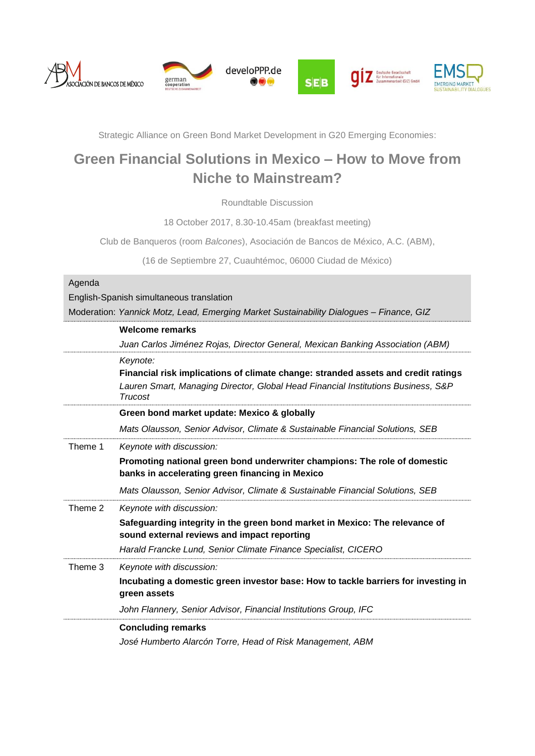Strategic Alliance on Green Bond Market Development in G20 Emerging Economies:

# Green Financial Solutions in Mexico – How to Move from Niche to Mainstream?

Roundtable Discussion

18 October 2017, 8.30-10.45am (breakfast meeting)

Club de Banqueros (room *Balcones*), Asociación de Bancos de México, A.C. (ABM),

(16 de Septiembre 27, Cuauhtémoc, 06000 Ciudad de México)

Agenda

English-Spanish simultaneous translation

Moderation: *Yannick Motz, Lead, Emerging Market Sustainability Dialogues – Finance, GIZ*

| | |
|---|---|
| | **Welcome remarks**<br>*Juan Carlos Jiménez Rojas, Director General, Mexican Banking Association (ABM)* |
| | *Keynote:*<br>**Financial risk implications of climate change: stranded assets and credit ratings**<br>*Lauren Smart, Managing Director, Global Head Financial Institutions Business, S&P Trucost* |
| | **Green bond market update: Mexico & globally**<br>*Mats Olausson, Senior Advisor, Climate & Sustainable Financial Solutions, SEB* |
| Theme 1 | *Keynote with discussion:*<br>**Promoting national green bond underwriter champions: The role of domestic banks in accelerating green financing in Mexico**<br>*Mats Olausson, Senior Advisor, Climate & Sustainable Financial Solutions, SEB* |
| Theme 2 | *Keynote with discussion:*<br>**Safeguarding integrity in the green bond market in Mexico: The relevance of sound external reviews and impact reporting**<br>*Harald Francke Lund, Senior Climate Finance Specialist, CICERO* |
| Theme 3 | *Keynote with discussion:*<br>**Incubating a domestic green investor base: How to tackle barriers for investing in green assets**<br>*John Flannery, Senior Advisor, Financial Institutions Group, IFC* |
| | **Concluding remarks**<br>*José Humberto Alarcón Torre, Head of Risk Management, ABM* |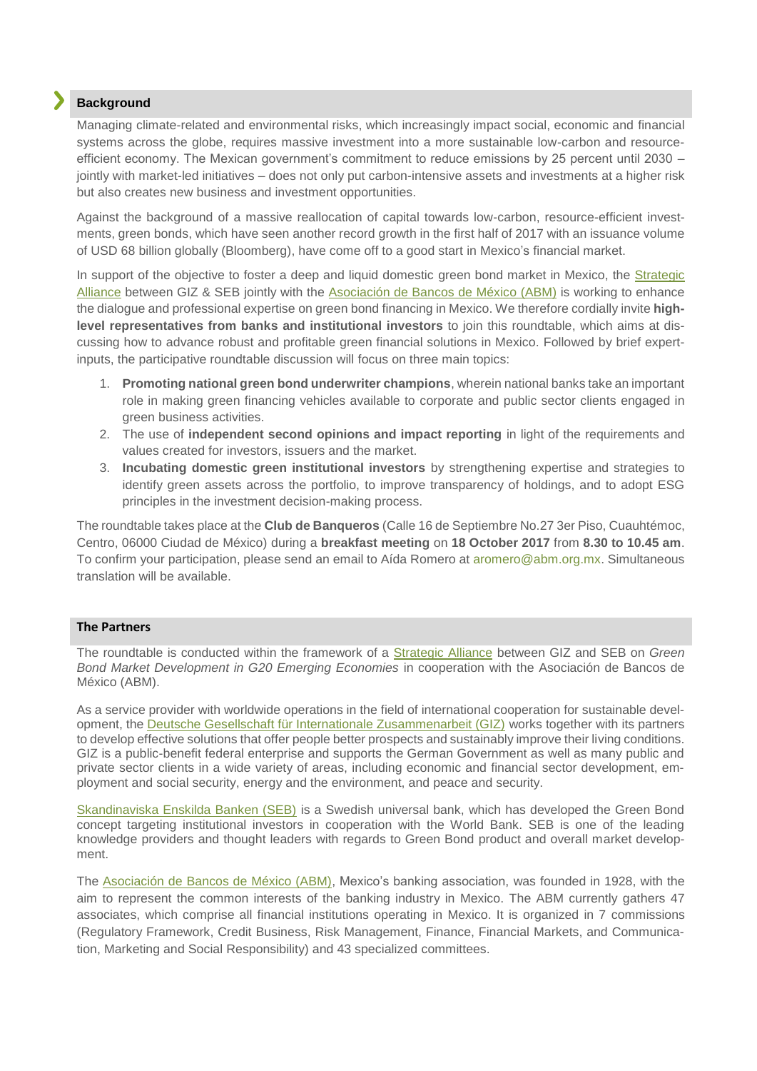## Background

Managing climate-related and environmental risks, which increasingly impact social, economic and financial systems across the globe, requires massive investment into a more sustainable low-carbon and resource-efficient economy. The Mexican government's commitment to reduce emissions by 25 percent until 2030 – jointly with market-led initiatives – does not only put carbon-intensive assets and investments at a higher risk but also creates new business and investment opportunities.

Against the background of a massive reallocation of capital towards low-carbon, resource-efficient investments, green bonds, which have seen another record growth in the first half of 2017 with an issuance volume of USD 68 billion globally (Bloomberg), have come off to a good start in Mexico's financial market.

In support of the objective to foster a deep and liquid domestic green bond market in Mexico, the Strategic Alliance between GIZ & SEB jointly with the Asociación de Bancos de México (ABM) is working to enhance the dialogue and professional expertise on green bond financing in Mexico. We therefore cordially invite **high-level representatives from banks and institutional investors** to join this roundtable, which aims at discussing how to advance robust and profitable green financial solutions in Mexico. Followed by brief expert-inputs, the participative roundtable discussion will focus on three main topics:

1. **Promoting national green bond underwriter champions**, wherein national banks take an important role in making green financing vehicles available to corporate and public sector clients engaged in green business activities.
2. The use of **independent second opinions and impact reporting** in light of the requirements and values created for investors, issuers and the market.
3. **Incubating domestic green institutional investors** by strengthening expertise and strategies to identify green assets across the portfolio, to improve transparency of holdings, and to adopt ESG principles in the investment decision-making process.

The roundtable takes place at the **Club de Banqueros** (Calle 16 de Septiembre No.27 3er Piso, Cuauhtémoc, Centro, 06000 Ciudad de México) during a **breakfast meeting** on **18 October 2017** from **8.30 to 10.45 am**. To confirm your participation, please send an email to Aída Romero at aromero@abm.org.mx. Simultaneous translation will be available.

## The Partners

The roundtable is conducted within the framework of a Strategic Alliance between GIZ and SEB on *Green Bond Market Development in G20 Emerging Economies* in cooperation with the Asociación de Bancos de México (ABM).

As a service provider with worldwide operations in the field of international cooperation for sustainable development, the Deutsche Gesellschaft für Internationale Zusammenarbeit (GIZ) works together with its partners to develop effective solutions that offer people better prospects and sustainably improve their living conditions. GIZ is a public-benefit federal enterprise and supports the German Government as well as many public and private sector clients in a wide variety of areas, including economic and financial sector development, employment and social security, energy and the environment, and peace and security.

Skandinaviska Enskilda Banken (SEB) is a Swedish universal bank, which has developed the Green Bond concept targeting institutional investors in cooperation with the World Bank. SEB is one of the leading knowledge providers and thought leaders with regards to Green Bond product and overall market development.

The Asociación de Bancos de México (ABM), Mexico's banking association, was founded in 1928, with the aim to represent the common interests of the banking industry in Mexico. The ABM currently gathers 47 associates, which comprise all financial institutions operating in Mexico. It is organized in 7 commissions (Regulatory Framework, Credit Business, Risk Management, Finance, Financial Markets, and Communication, Marketing and Social Responsibility) and 43 specialized committees.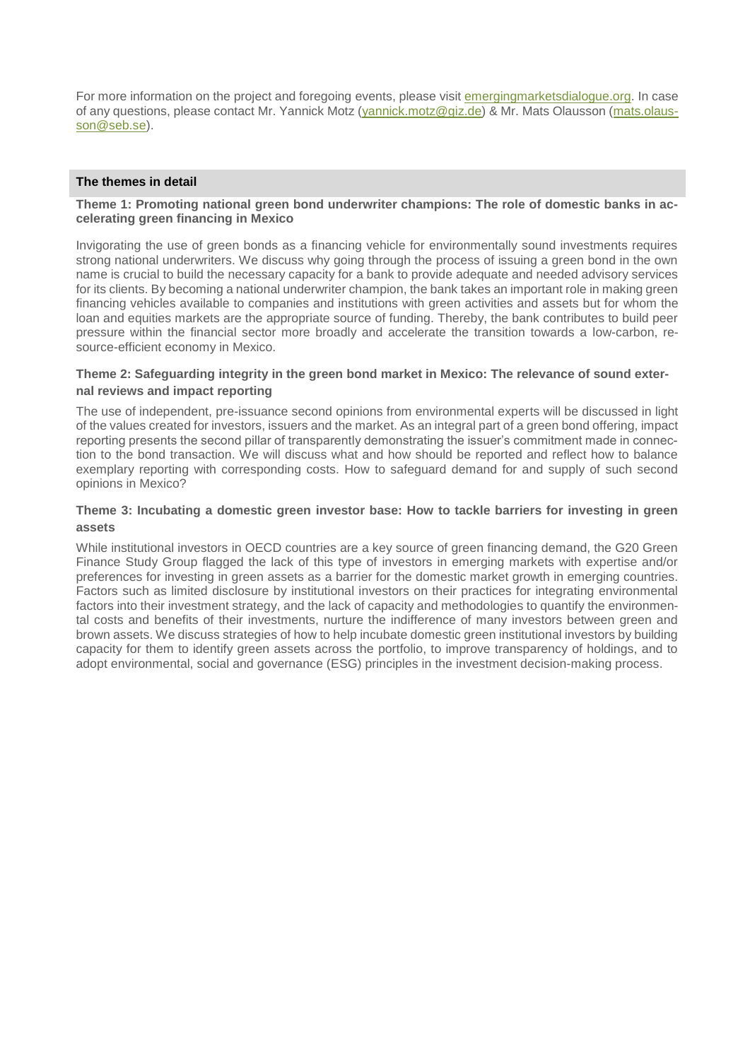For more information on the project and foregoing events, please visit [emergingmarketsdialogue.org](emergingmarketsdialogue.org). In case of any questions, please contact Mr. Yannick Motz ([yannick.motz@giz.de](mailto:yannick.motz@giz.de)) & Mr. Mats Olausson ([mats.olausson@seb.se](mailto:mats.olausson@seb.se)).

## The themes in detail

### Theme 1: Promoting national green bond underwriter champions: The role of domestic banks in accelerating green financing in Mexico

Invigorating the use of green bonds as a financing vehicle for environmentally sound investments requires strong national underwriters. We discuss why going through the process of issuing a green bond in the own name is crucial to build the necessary capacity for a bank to provide adequate and needed advisory services for its clients. By becoming a national underwriter champion, the bank takes an important role in making green financing vehicles available to companies and institutions with green activities and assets but for whom the loan and equities markets are the appropriate source of funding. Thereby, the bank contributes to build peer pressure within the financial sector more broadly and accelerate the transition towards a low-carbon, resource-efficient economy in Mexico.

### Theme 2: Safeguarding integrity in the green bond market in Mexico: The relevance of sound external reviews and impact reporting

The use of independent, pre-issuance second opinions from environmental experts will be discussed in light of the values created for investors, issuers and the market. As an integral part of a green bond offering, impact reporting presents the second pillar of transparently demonstrating the issuer's commitment made in connection to the bond transaction. We will discuss what and how should be reported and reflect how to balance exemplary reporting with corresponding costs. How to safeguard demand for and supply of such second opinions in Mexico?

### Theme 3: Incubating a domestic green investor base: How to tackle barriers for investing in green assets

While institutional investors in OECD countries are a key source of green financing demand, the G20 Green Finance Study Group flagged the lack of this type of investors in emerging markets with expertise and/or preferences for investing in green assets as a barrier for the domestic market growth in emerging countries. Factors such as limited disclosure by institutional investors on their practices for integrating environmental factors into their investment strategy, and the lack of capacity and methodologies to quantify the environmental costs and benefits of their investments, nurture the indifference of many investors between green and brown assets. We discuss strategies of how to help incubate domestic green institutional investors by building capacity for them to identify green assets across the portfolio, to improve transparency of holdings, and to adopt environmental, social and governance (ESG) principles in the investment decision-making process.